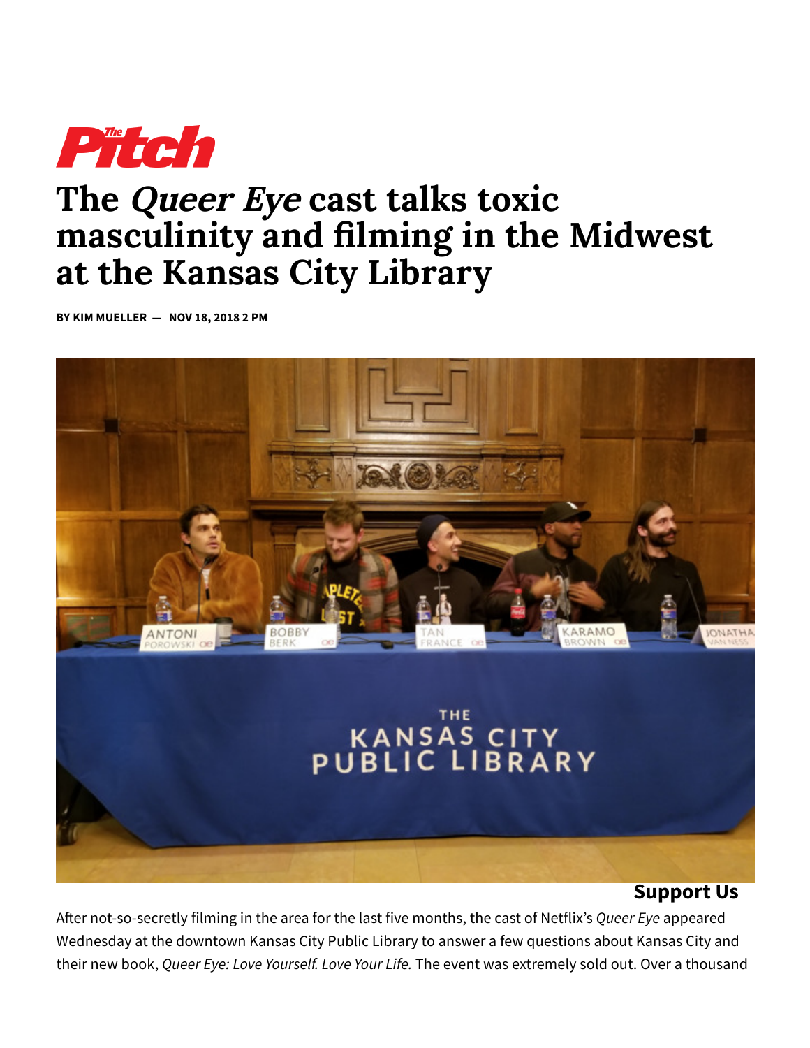# The *Queer Eye* cast talks toxic masculinity and filming in the Midwest at the Kansas City Library

**BY KIM MUELLER — NOV 18, 2018 2 PM**

**Support Us**

After not-so-secretly filming in the area for the last five months, the cast of Netflix's *Queer Eye* appeared Wednesday at the downtown Kansas City Public Library to answer a few questions about Kansas City and their new book, *Queer Eye: Love Yourself. Love Your Life.* The event was extremely sold out. Over a thousand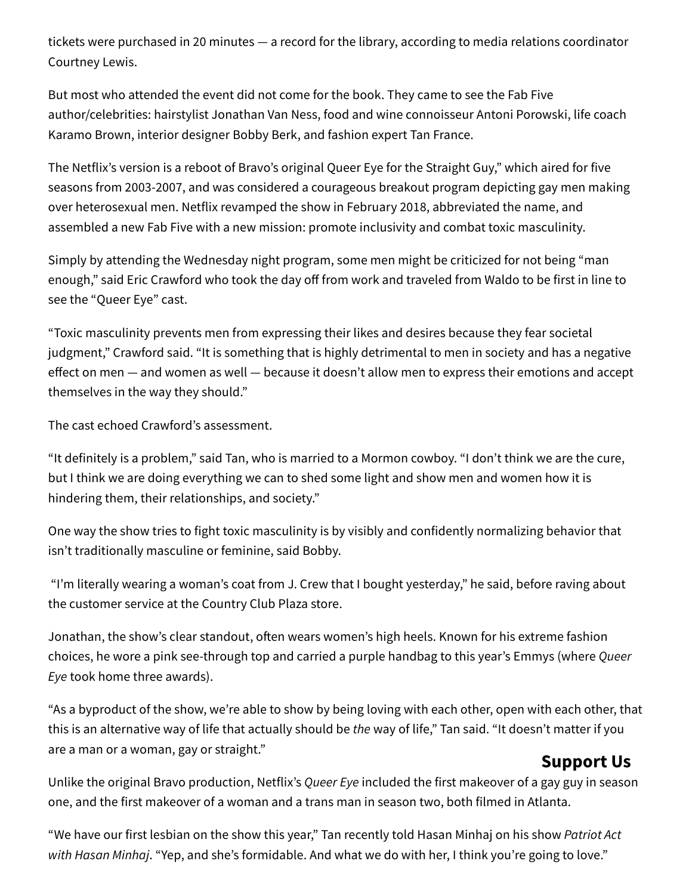tickets were purchased in 20 minutes — a record for the library, according to media relations coordinator Courtney Lewis.

But most who attended the event did not come for the book. They came to see the Fab Five author/celebrities: hairstylist Jonathan Van Ness, food and wine connoisseur Antoni Porowski, life coach Karamo Brown, interior designer Bobby Berk, and fashion expert Tan France.

The Netflix's version is a reboot of Bravo's original Queer Eye for the Straight Guy," which aired for five seasons from 2003-2007, and was considered a courageous breakout program depicting gay men making over heterosexual men. Netflix revamped the show in February 2018, abbreviated the name, and assembled a new Fab Five with a new mission: promote inclusivity and combat toxic masculinity.

Simply by attending the Wednesday night program, some men might be criticized for not being "man enough," said Eric Crawford who took the day off from work and traveled from Waldo to be first in line to see the "Queer Eye" cast.

"Toxic masculinity prevents men from expressing their likes and desires because they fear societal judgment," Crawford said. "It is something that is highly detrimental to men in society and has a negative effect on men — and women as well — because it doesn't allow men to express their emotions and accept themselves in the way they should."

The cast echoed Crawford's assessment.

"It definitely is a problem," said Tan, who is married to a Mormon cowboy. "I don't think we are the cure, but I think we are doing everything we can to shed some light and show men and women how it is hindering them, their relationships, and society."

One way the show tries to fight toxic masculinity is by visibly and confidently normalizing behavior that isn't traditionally masculine or feminine, said Bobby.

"I'm literally wearing a woman's coat from J. Crew that I bought yesterday," he said, before raving about the customer service at the Country Club Plaza store.

Jonathan, the show's clear standout, often wears women's high heels. Known for his extreme fashion choices, he wore a pink see-through top and carried a purple handbag to this year's Emmys (where *Queer Eye* took home three awards).

"As a byproduct of the show, we're able to show by being loving with each other, open with each other, that this is an alternative way of life that actually should be *the* way of life," Tan said. "It doesn't matter if you are a man or a woman, gay or straight."

Unlike the original Bravo production, Netflix's *Queer Eye* included the first makeover of a gay guy in season one, and the first makeover of a woman and a trans man in season two, both filmed in Atlanta.

"We have our first lesbian on the show this year," Tan recently told Hasan Minhaj on his show *Patriot Act with Hasan Minhaj*. "Yep, and she's formidable. And what we do with her, I think you're going to love."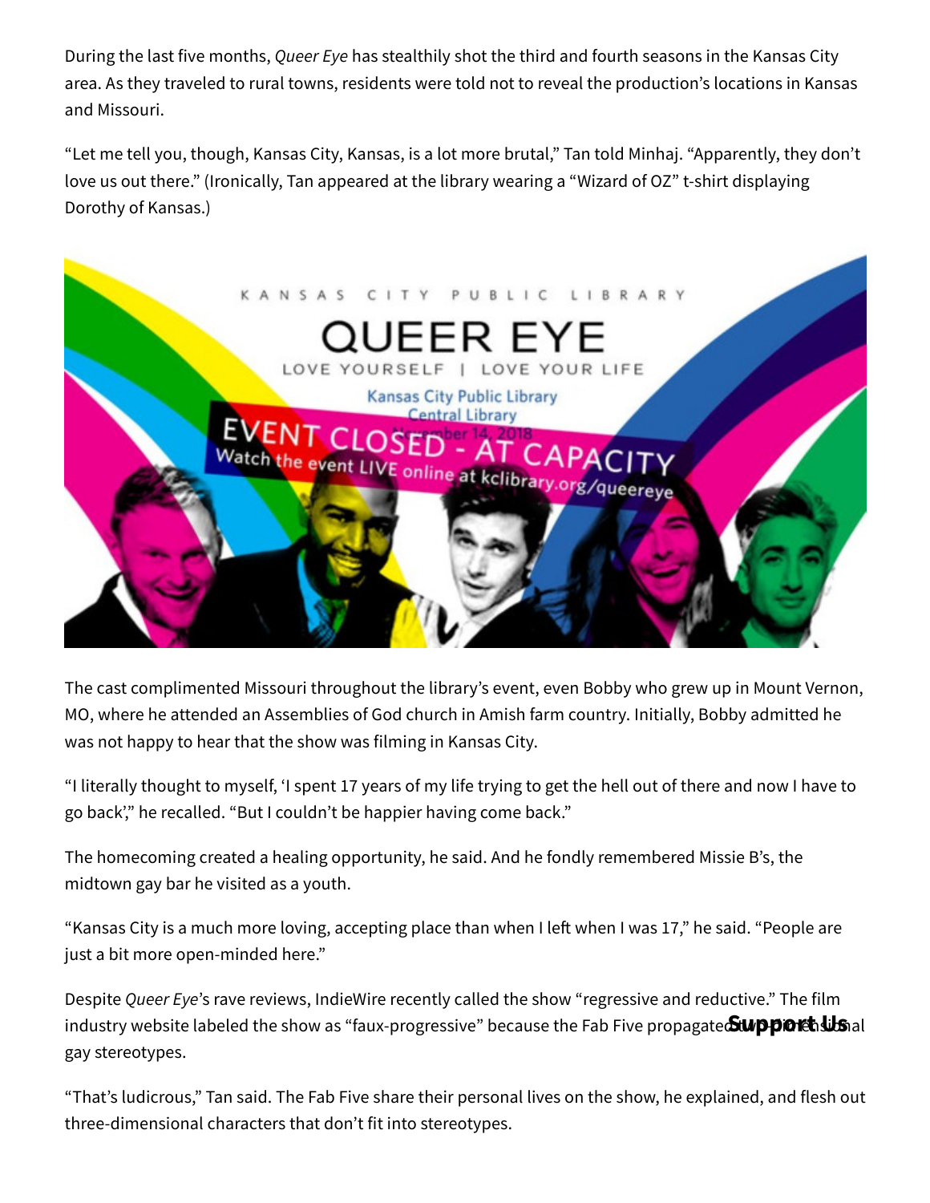During the last five months, *Queer Eye* has stealthily shot the third and fourth seasons in the Kansas City area. As they traveled to rural towns, residents were told not to reveal the production's locations in Kansas and Missouri.

"Let me tell you, though, Kansas City, Kansas, is a lot more brutal," Tan told Minhaj. "Apparently, they don't love us out there." (Ironically, Tan appeared at the library wearing a "Wizard of OZ" t-shirt displaying Dorothy of Kansas.)

The cast complimented Missouri throughout the library's event, even Bobby who grew up in Mount Vernon, MO, where he attended an Assemblies of God church in Amish farm country. Initially, Bobby admitted he was not happy to hear that the show was filming in Kansas City.

"I literally thought to myself, 'I spent 17 years of my life trying to get the hell out of there and now I have to go back'," he recalled. "But I couldn't be happier having come back."

The homecoming created a healing opportunity, he said. And he fondly remembered Missie B's, the midtown gay bar he visited as a youth.

"Kansas City is a much more loving, accepting place than when I left when I was 17," he said. "People are just a bit more open-minded here."

Despite *Queer Eye*'s rave reviews, IndieWire recently called the show "regressive and reductive." The film industry website labeled the show as "faux-progressive" because the Fab Five propagated two-dimensional gay stereotypes.

"That's ludicrous," Tan said. The Fab Five share their personal lives on the show, he explained, and flesh out three-dimensional characters that don't fit into stereotypes.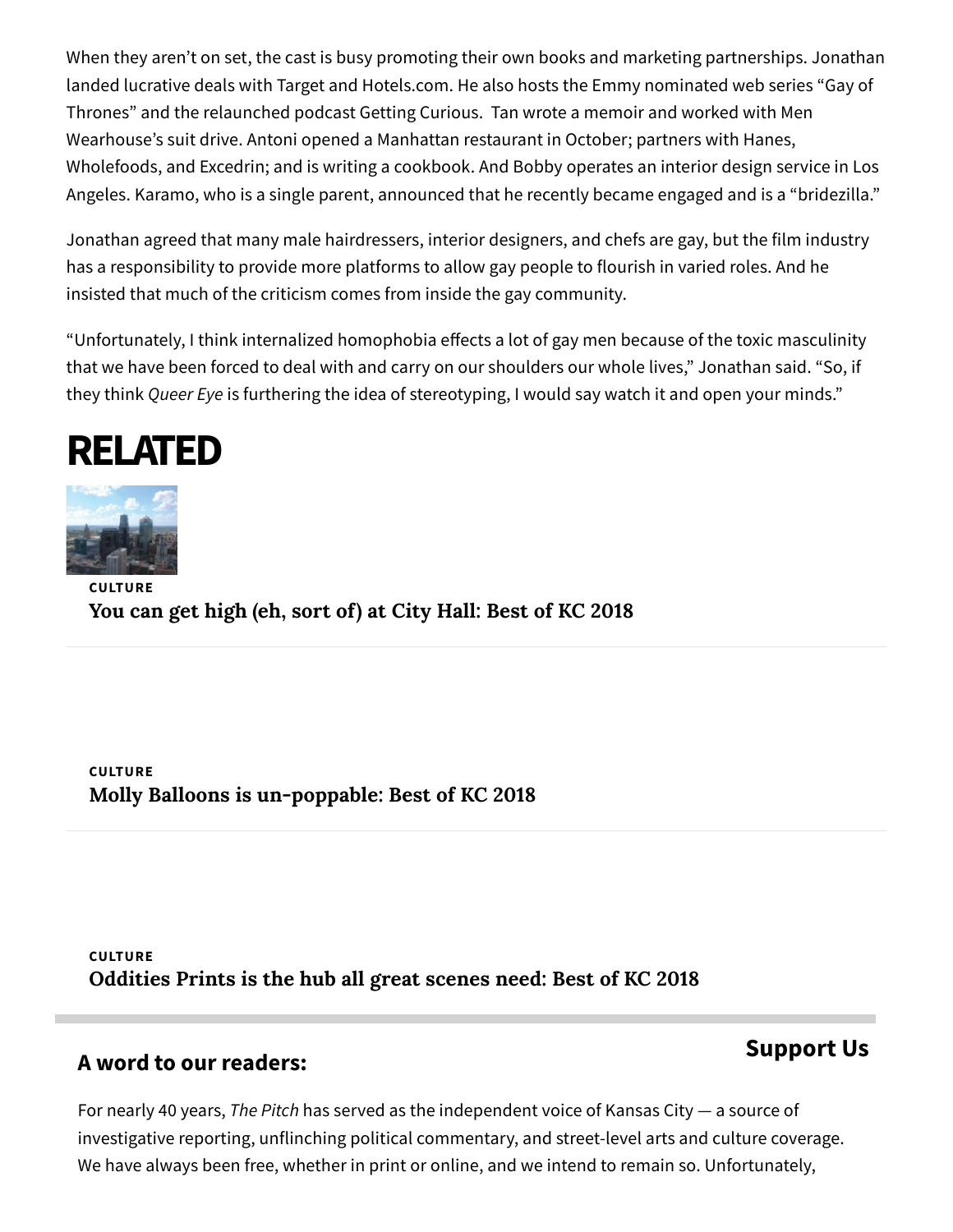When they aren't on set, the cast is busy promoting their own books and marketing partnerships. Jonathan landed lucrative deals with Target and Hotels.com. He also hosts the Emmy nominated web series "Gay of Thrones" and the relaunched podcast Getting Curious.  Tan wrote a memoir and worked with Men Wearhouse's suit drive. Antoni opened a Manhattan restaurant in October; partners with Hanes, Wholefoods, and Excedrin; and is writing a cookbook. And Bobby operates an interior design service in Los Angeles. Karamo, who is a single parent, announced that he recently became engaged and is a "bridezilla."

Jonathan agreed that many male hairdressers, interior designers, and chefs are gay, but the film industry has a responsibility to provide more platforms to allow gay people to flourish in varied roles. And he insisted that much of the criticism comes from inside the gay community.

"Unfortunately, I think internalized homophobia effects a lot of gay men because of the toxic masculinity that we have been forced to deal with and carry on our shoulders our whole lives," Jonathan said. "So, if they think *Queer Eye* is furthering the idea of stereotyping, I would say watch it and open your minds."

# RELATED

**CULTURE**

**You can get high (eh, sort of) at City Hall: Best of KC 2018**

**CULTURE**

**Molly Balloons is un-poppable: Best of KC 2018**

**CULTURE**

**Oddities Prints is the hub all great scenes need: Best of KC 2018**

## A word to our readers:

**Support Us**

For nearly 40 years, *The Pitch* has served as the independent voice of Kansas City — a source of investigative reporting, unflinching political commentary, and street-level arts and culture coverage. We have always been free, whether in print or online, and we intend to remain so. Unfortunately,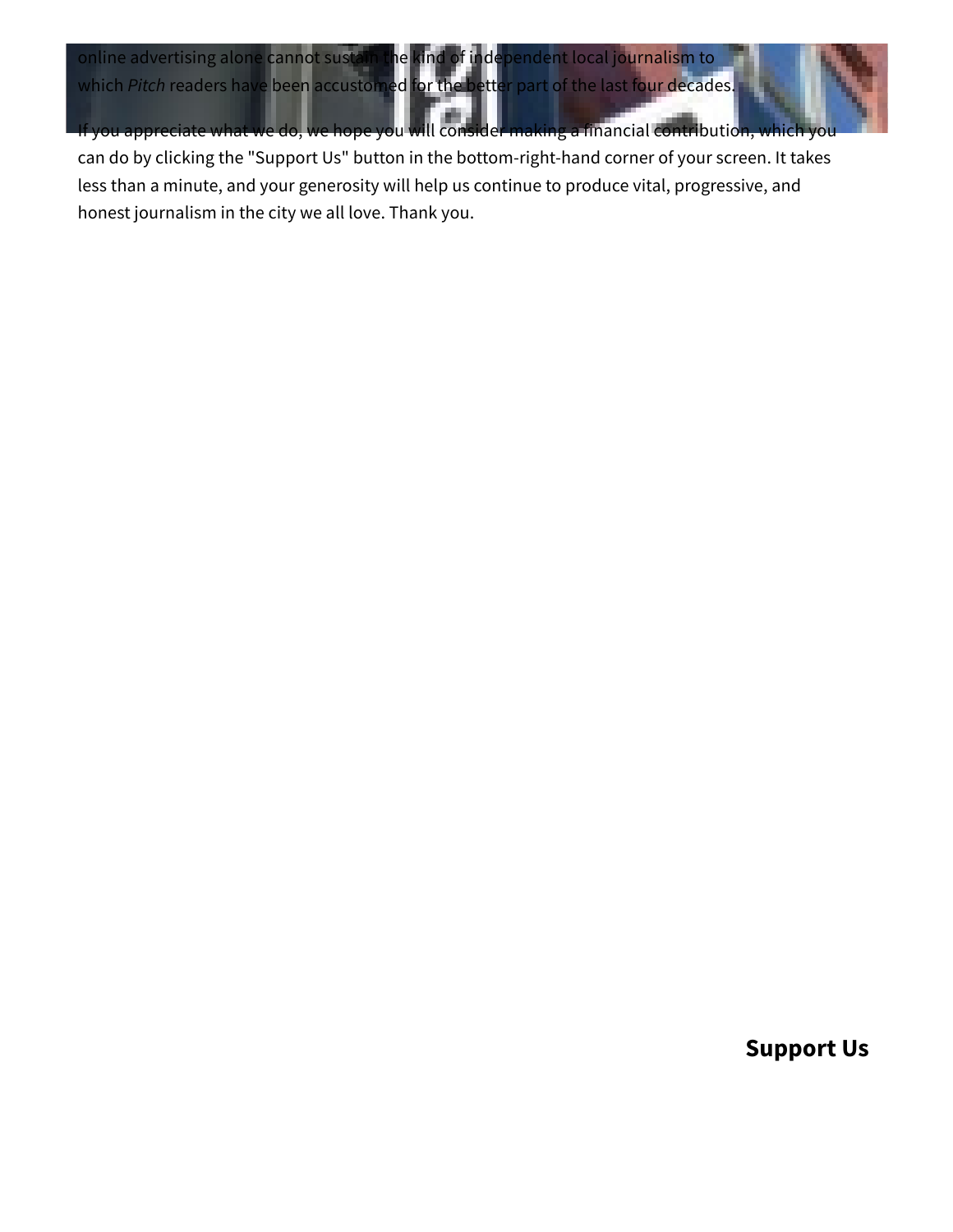online advertising alone cannot sustain the kind of independent local journalism to which *Pitch* readers have been accustomed for the better part of the last four decades.

If you appreciate what we do, we hope you will consider making a financial contribution, which you can do by clicking the "Support Us" button in the bottom-right-hand corner of your screen. It takes less than a minute, and your generosity will help us continue to produce vital, progressive, and honest journalism in the city we all love. Thank you.

**Support Us**